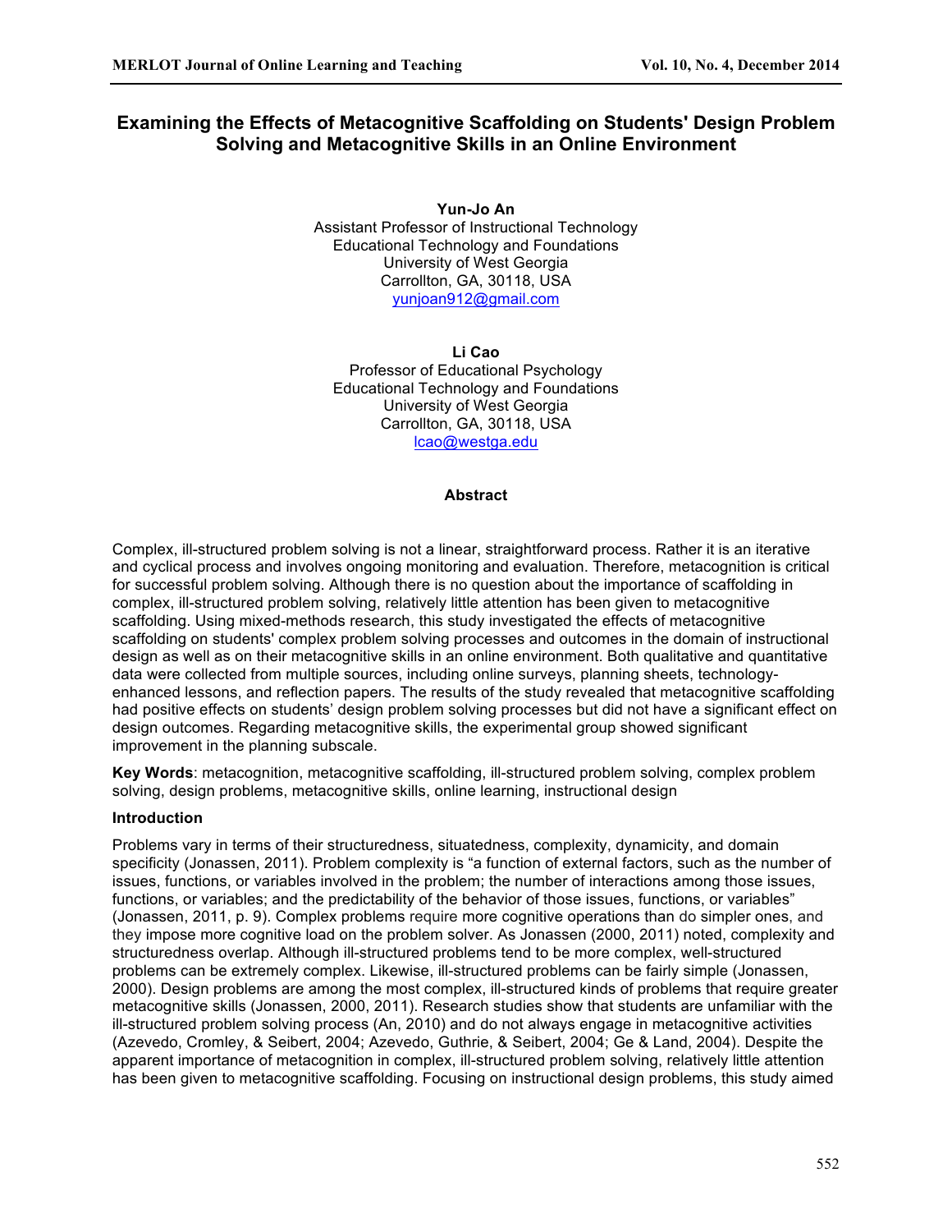# Examining the Effects of Metacognitive Scaffolding on Students' Design Problem Solving and Metacognitive Skills in an Online Environment

**Yun-Jo An**
Assistant Professor of Instructional Technology
Educational Technology and Foundations
University of West Georgia
Carrollton, GA, 30118, USA
yunjoan912@gmail.com

**Li Cao**
Professor of Educational Psychology
Educational Technology and Foundations
University of West Georgia
Carrollton, GA, 30118, USA
lcao@westga.edu

## Abstract

Complex, ill-structured problem solving is not a linear, straightforward process. Rather it is an iterative and cyclical process and involves ongoing monitoring and evaluation. Therefore, metacognition is critical for successful problem solving. Although there is no question about the importance of scaffolding in complex, ill-structured problem solving, relatively little attention has been given to metacognitive scaffolding. Using mixed-methods research, this study investigated the effects of metacognitive scaffolding on students' complex problem solving processes and outcomes in the domain of instructional design as well as on their metacognitive skills in an online environment. Both qualitative and quantitative data were collected from multiple sources, including online surveys, planning sheets, technology-enhanced lessons, and reflection papers. The results of the study revealed that metacognitive scaffolding had positive effects on students' design problem solving processes but did not have a significant effect on design outcomes. Regarding metacognitive skills, the experimental group showed significant improvement in the planning subscale.

**Key Words**: metacognition, metacognitive scaffolding, ill-structured problem solving, complex problem solving, design problems, metacognitive skills, online learning, instructional design

### Introduction

Problems vary in terms of their structuredness, situatedness, complexity, dynamicity, and domain specificity (Jonassen, 2011). Problem complexity is "a function of external factors, such as the number of issues, functions, or variables involved in the problem; the number of interactions among those issues, functions, or variables; and the predictability of the behavior of those issues, functions, or variables" (Jonassen, 2011, p. 9). Complex problems require more cognitive operations than do simpler ones, and they impose more cognitive load on the problem solver. As Jonassen (2000, 2011) noted, complexity and structuredness overlap. Although ill-structured problems tend to be more complex, well-structured problems can be extremely complex. Likewise, ill-structured problems can be fairly simple (Jonassen, 2000). Design problems are among the most complex, ill-structured kinds of problems that require greater metacognitive skills (Jonassen, 2000, 2011). Research studies show that students are unfamiliar with the ill-structured problem solving process (An, 2010) and do not always engage in metacognitive activities (Azevedo, Cromley, & Seibert, 2004; Azevedo, Guthrie, & Seibert, 2004; Ge & Land, 2004). Despite the apparent importance of metacognition in complex, ill-structured problem solving, relatively little attention has been given to metacognitive scaffolding. Focusing on instructional design problems, this study aimed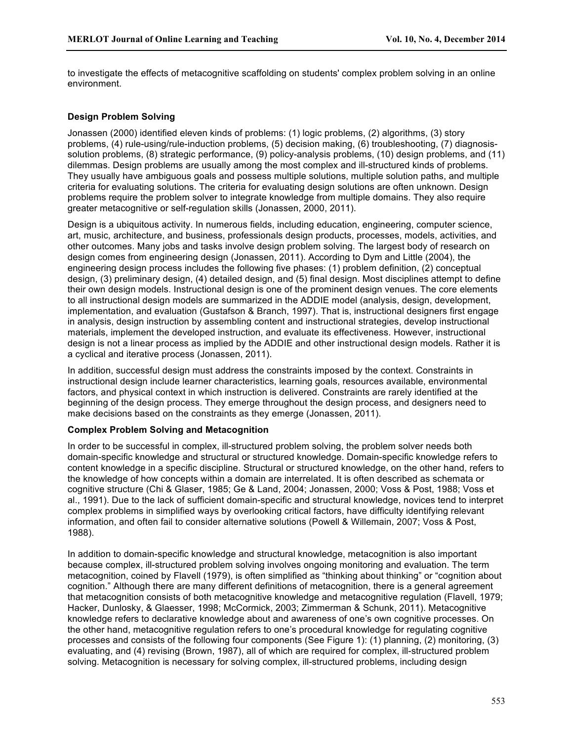to investigate the effects of metacognitive scaffolding on students' complex problem solving in an online environment.

### Design Problem Solving

Jonassen (2000) identified eleven kinds of problems: (1) logic problems, (2) algorithms, (3) story problems, (4) rule-using/rule-induction problems, (5) decision making, (6) troubleshooting, (7) diagnosis-solution problems, (8) strategic performance, (9) policy-analysis problems, (10) design problems, and (11) dilemmas. Design problems are usually among the most complex and ill-structured kinds of problems. They usually have ambiguous goals and possess multiple solutions, multiple solution paths, and multiple criteria for evaluating solutions. The criteria for evaluating design solutions are often unknown. Design problems require the problem solver to integrate knowledge from multiple domains. They also require greater metacognitive or self-regulation skills (Jonassen, 2000, 2011).

Design is a ubiquitous activity. In numerous fields, including education, engineering, computer science, art, music, architecture, and business, professionals design products, processes, models, activities, and other outcomes. Many jobs and tasks involve design problem solving. The largest body of research on design comes from engineering design (Jonassen, 2011). According to Dym and Little (2004), the engineering design process includes the following five phases: (1) problem definition, (2) conceptual design, (3) preliminary design, (4) detailed design, and (5) final design. Most disciplines attempt to define their own design models. Instructional design is one of the prominent design venues. The core elements to all instructional design models are summarized in the ADDIE model (analysis, design, development, implementation, and evaluation (Gustafson & Branch, 1997). That is, instructional designers first engage in analysis, design instruction by assembling content and instructional strategies, develop instructional materials, implement the developed instruction, and evaluate its effectiveness. However, instructional design is not a linear process as implied by the ADDIE and other instructional design models. Rather it is a cyclical and iterative process (Jonassen, 2011).

In addition, successful design must address the constraints imposed by the context. Constraints in instructional design include learner characteristics, learning goals, resources available, environmental factors, and physical context in which instruction is delivered. Constraints are rarely identified at the beginning of the design process. They emerge throughout the design process, and designers need to make decisions based on the constraints as they emerge (Jonassen, 2011).

### Complex Problem Solving and Metacognition

In order to be successful in complex, ill-structured problem solving, the problem solver needs both domain-specific knowledge and structural or structured knowledge. Domain-specific knowledge refers to content knowledge in a specific discipline. Structural or structured knowledge, on the other hand, refers to the knowledge of how concepts within a domain are interrelated. It is often described as schemata or cognitive structure (Chi & Glaser, 1985; Ge & Land, 2004; Jonassen, 2000; Voss & Post, 1988; Voss et al., 1991). Due to the lack of sufficient domain-specific and structural knowledge, novices tend to interpret complex problems in simplified ways by overlooking critical factors, have difficulty identifying relevant information, and often fail to consider alternative solutions (Powell & Willemain, 2007; Voss & Post, 1988).

In addition to domain-specific knowledge and structural knowledge, metacognition is also important because complex, ill-structured problem solving involves ongoing monitoring and evaluation. The term metacognition, coined by Flavell (1979), is often simplified as "thinking about thinking" or "cognition about cognition." Although there are many different definitions of metacognition, there is a general agreement that metacognition consists of both metacognitive knowledge and metacognitive regulation (Flavell, 1979; Hacker, Dunlosky, & Glaesser, 1998; McCormick, 2003; Zimmerman & Schunk, 2011). Metacognitive knowledge refers to declarative knowledge about and awareness of one's own cognitive processes. On the other hand, metacognitive regulation refers to one's procedural knowledge for regulating cognitive processes and consists of the following four components (See Figure 1): (1) planning, (2) monitoring, (3) evaluating, and (4) revising (Brown, 1987), all of which are required for complex, ill-structured problem solving. Metacognition is necessary for solving complex, ill-structured problems, including design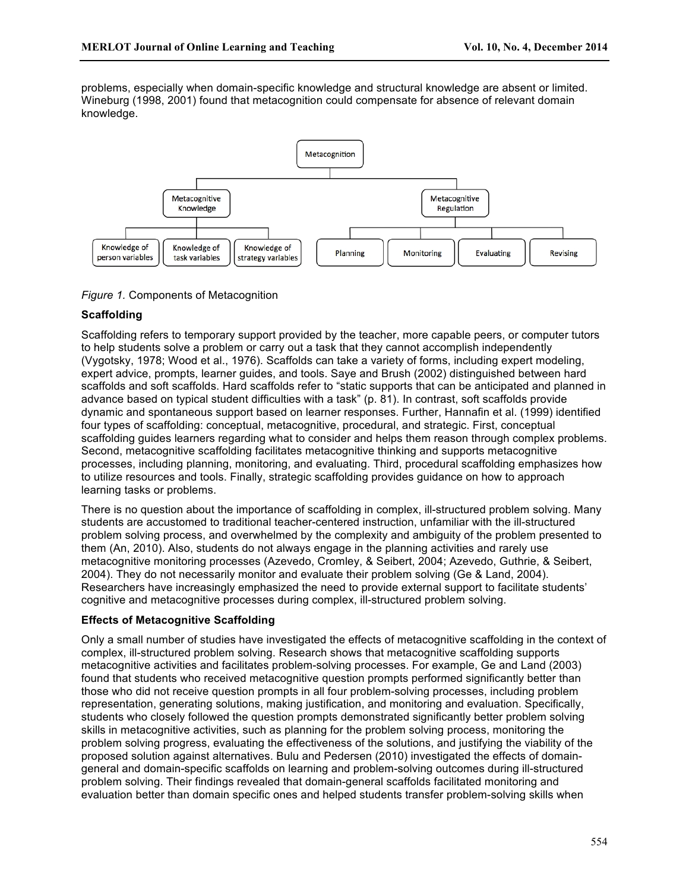problems, especially when domain-specific knowledge and structural knowledge are absent or limited. Wineburg (1998, 2001) found that metacognition could compensate for absence of relevant domain knowledge.

*Figure 1.* Components of Metacognition

### Scaffolding

Scaffolding refers to temporary support provided by the teacher, more capable peers, or computer tutors to help students solve a problem or carry out a task that they cannot accomplish independently (Vygotsky, 1978; Wood et al., 1976). Scaffolds can take a variety of forms, including expert modeling, expert advice, prompts, learner guides, and tools. Saye and Brush (2002) distinguished between hard scaffolds and soft scaffolds. Hard scaffolds refer to "static supports that can be anticipated and planned in advance based on typical student difficulties with a task" (p. 81). In contrast, soft scaffolds provide dynamic and spontaneous support based on learner responses. Further, Hannafin et al. (1999) identified four types of scaffolding: conceptual, metacognitive, procedural, and strategic. First, conceptual scaffolding guides learners regarding what to consider and helps them reason through complex problems. Second, metacognitive scaffolding facilitates metacognitive thinking and supports metacognitive processes, including planning, monitoring, and evaluating. Third, procedural scaffolding emphasizes how to utilize resources and tools. Finally, strategic scaffolding provides guidance on how to approach learning tasks or problems.

There is no question about the importance of scaffolding in complex, ill-structured problem solving. Many students are accustomed to traditional teacher-centered instruction, unfamiliar with the ill-structured problem solving process, and overwhelmed by the complexity and ambiguity of the problem presented to them (An, 2010). Also, students do not always engage in the planning activities and rarely use metacognitive monitoring processes (Azevedo, Cromley, & Seibert, 2004; Azevedo, Guthrie, & Seibert, 2004). They do not necessarily monitor and evaluate their problem solving (Ge & Land, 2004). Researchers have increasingly emphasized the need to provide external support to facilitate students' cognitive and metacognitive processes during complex, ill-structured problem solving.

### Effects of Metacognitive Scaffolding

Only a small number of studies have investigated the effects of metacognitive scaffolding in the context of complex, ill-structured problem solving. Research shows that metacognitive scaffolding supports metacognitive activities and facilitates problem-solving processes. For example, Ge and Land (2003) found that students who received metacognitive question prompts performed significantly better than those who did not receive question prompts in all four problem-solving processes, including problem representation, generating solutions, making justification, and monitoring and evaluation. Specifically, students who closely followed the question prompts demonstrated significantly better problem solving skills in metacognitive activities, such as planning for the problem solving process, monitoring the problem solving progress, evaluating the effectiveness of the solutions, and justifying the viability of the proposed solution against alternatives. Bulu and Pedersen (2010) investigated the effects of domain-general and domain-specific scaffolds on learning and problem-solving outcomes during ill-structured problem solving. Their findings revealed that domain-general scaffolds facilitated monitoring and evaluation better than domain specific ones and helped students transfer problem-solving skills when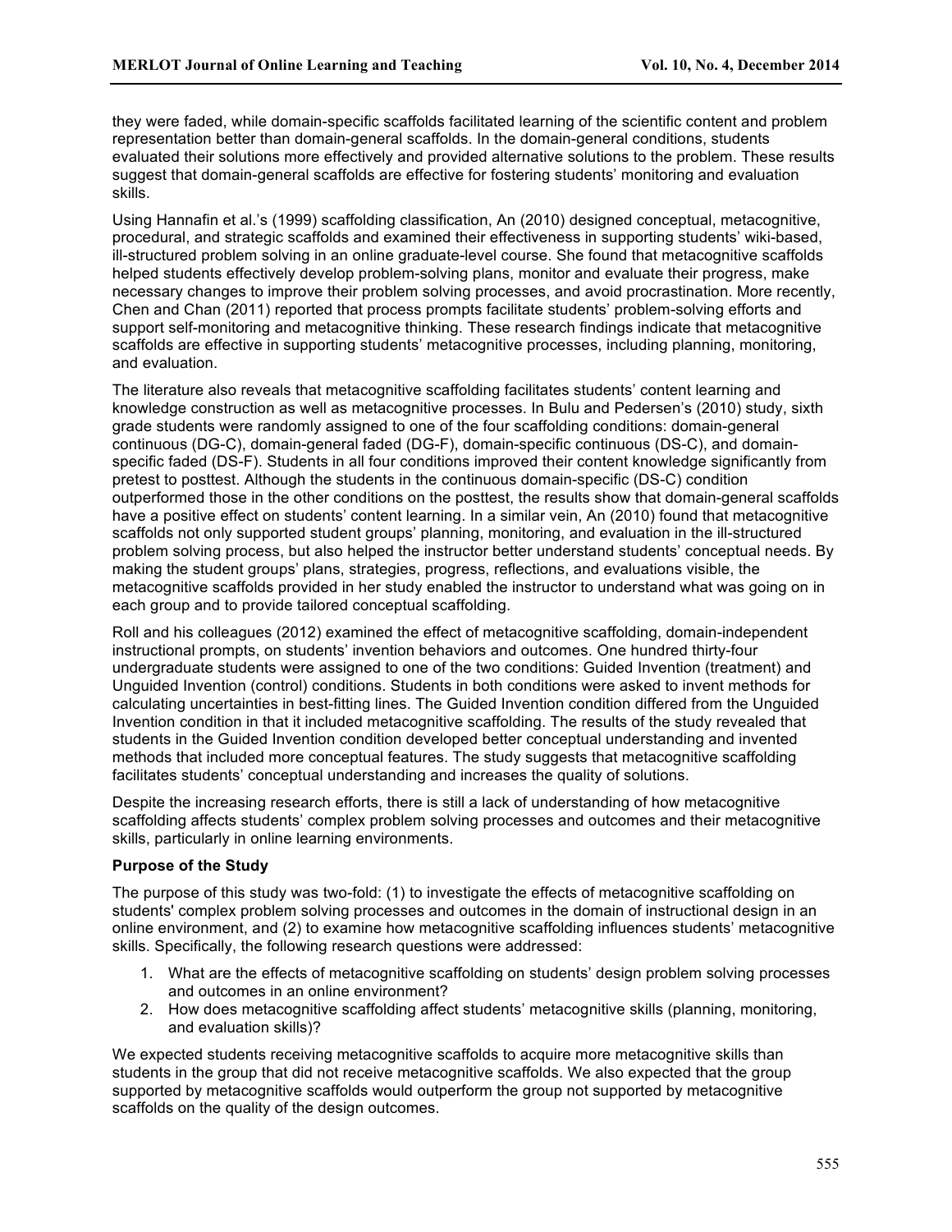they were faded, while domain-specific scaffolds facilitated learning of the scientific content and problem representation better than domain-general scaffolds. In the domain-general conditions, students evaluated their solutions more effectively and provided alternative solutions to the problem. These results suggest that domain-general scaffolds are effective for fostering students' monitoring and evaluation skills.

Using Hannafin et al.'s (1999) scaffolding classification, An (2010) designed conceptual, metacognitive, procedural, and strategic scaffolds and examined their effectiveness in supporting students' wiki-based, ill-structured problem solving in an online graduate-level course. She found that metacognitive scaffolds helped students effectively develop problem-solving plans, monitor and evaluate their progress, make necessary changes to improve their problem solving processes, and avoid procrastination. More recently, Chen and Chan (2011) reported that process prompts facilitate students' problem-solving efforts and support self-monitoring and metacognitive thinking. These research findings indicate that metacognitive scaffolds are effective in supporting students' metacognitive processes, including planning, monitoring, and evaluation.

The literature also reveals that metacognitive scaffolding facilitates students' content learning and knowledge construction as well as metacognitive processes. In Bulu and Pedersen's (2010) study, sixth grade students were randomly assigned to one of the four scaffolding conditions: domain-general continuous (DG-C), domain-general faded (DG-F), domain-specific continuous (DS-C), and domain-specific faded (DS-F). Students in all four conditions improved their content knowledge significantly from pretest to posttest. Although the students in the continuous domain-specific (DS-C) condition outperformed those in the other conditions on the posttest, the results show that domain-general scaffolds have a positive effect on students' content learning. In a similar vein, An (2010) found that metacognitive scaffolds not only supported student groups' planning, monitoring, and evaluation in the ill-structured problem solving process, but also helped the instructor better understand students' conceptual needs. By making the student groups' plans, strategies, progress, reflections, and evaluations visible, the metacognitive scaffolds provided in her study enabled the instructor to understand what was going on in each group and to provide tailored conceptual scaffolding.

Roll and his colleagues (2012) examined the effect of metacognitive scaffolding, domain-independent instructional prompts, on students' invention behaviors and outcomes. One hundred thirty-four undergraduate students were assigned to one of the two conditions: Guided Invention (treatment) and Unguided Invention (control) conditions. Students in both conditions were asked to invent methods for calculating uncertainties in best-fitting lines. The Guided Invention condition differed from the Unguided Invention condition in that it included metacognitive scaffolding. The results of the study revealed that students in the Guided Invention condition developed better conceptual understanding and invented methods that included more conceptual features. The study suggests that metacognitive scaffolding facilitates students' conceptual understanding and increases the quality of solutions.

Despite the increasing research efforts, there is still a lack of understanding of how metacognitive scaffolding affects students' complex problem solving processes and outcomes and their metacognitive skills, particularly in online learning environments.

### Purpose of the Study

The purpose of this study was two-fold: (1) to investigate the effects of metacognitive scaffolding on students' complex problem solving processes and outcomes in the domain of instructional design in an online environment, and (2) to examine how metacognitive scaffolding influences students' metacognitive skills. Specifically, the following research questions were addressed:

1. What are the effects of metacognitive scaffolding on students' design problem solving processes and outcomes in an online environment?
2. How does metacognitive scaffolding affect students' metacognitive skills (planning, monitoring, and evaluation skills)?

We expected students receiving metacognitive scaffolds to acquire more metacognitive skills than students in the group that did not receive metacognitive scaffolds. We also expected that the group supported by metacognitive scaffolds would outperform the group not supported by metacognitive scaffolds on the quality of the design outcomes.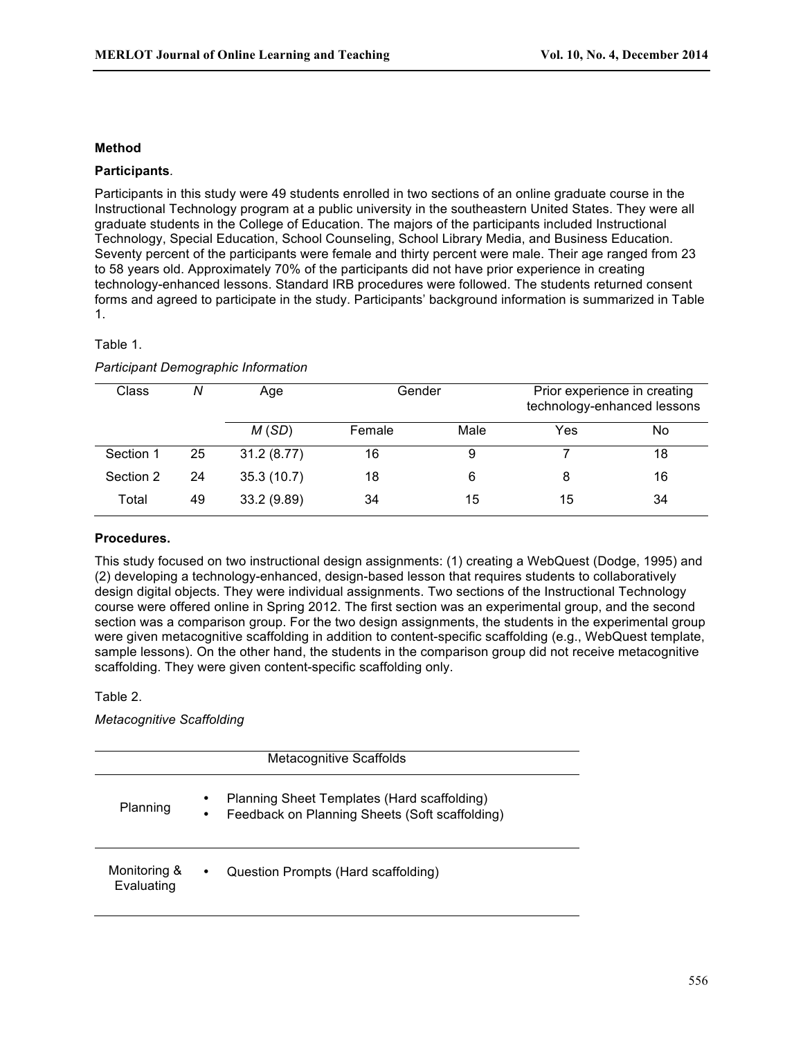## Method

### Participants.

Participants in this study were 49 students enrolled in two sections of an online graduate course in the Instructional Technology program at a public university in the southeastern United States. They were all graduate students in the College of Education. The majors of the participants included Instructional Technology, Special Education, School Counseling, School Library Media, and Business Education. Seventy percent of the participants were female and thirty percent were male. Their age ranged from 23 to 58 years old. Approximately 70% of the participants did not have prior experience in creating technology-enhanced lessons. Standard IRB procedures were followed. The students returned consent forms and agreed to participate in the study. Participants' background information is summarized in Table 1.

Table 1.

*Participant Demographic Information*

| Class | *N* | Age | Gender | | Prior experience in creating technology-enhanced lessons | |
|---|---|---|---|---|---|---|
| | | *M* (*SD*) | Female | Male | Yes | No |
| Section 1 | 25 | 31.2 (8.77) | 16 | 9 | 7 | 18 |
| Section 2 | 24 | 35.3 (10.7) | 18 | 6 | 8 | 16 |
| Total | 49 | 33.2 (9.89) | 34 | 15 | 15 | 34 |

### Procedures.

This study focused on two instructional design assignments: (1) creating a WebQuest (Dodge, 1995) and (2) developing a technology-enhanced, design-based lesson that requires students to collaboratively design digital objects. They were individual assignments. Two sections of the Instructional Technology course were offered online in Spring 2012. The first section was an experimental group, and the second section was a comparison group. For the two design assignments, the students in the experimental group were given metacognitive scaffolding in addition to content-specific scaffolding (e.g., WebQuest template, sample lessons). On the other hand, the students in the comparison group did not receive metacognitive scaffolding. They were given content-specific scaffolding only.

Table 2.

*Metacognitive Scaffolding*

| Metacognitive Scaffolds | |
|---|---|
| Planning | • Planning Sheet Templates (Hard scaffolding)<br>• Feedback on Planning Sheets (Soft scaffolding) |
| Monitoring & Evaluating | • Question Prompts (Hard scaffolding) |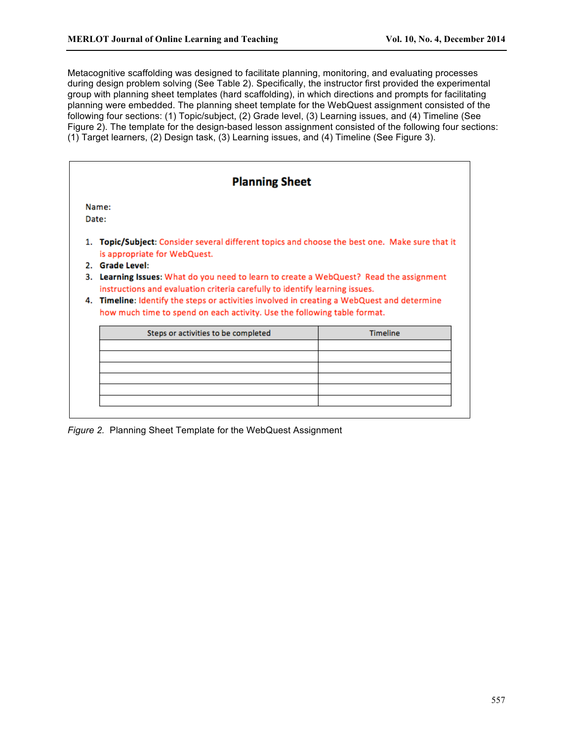Metacognitive scaffolding was designed to facilitate planning, monitoring, and evaluating processes during design problem solving (See Table 2). Specifically, the instructor first provided the experimental group with planning sheet templates (hard scaffolding), in which directions and prompts for facilitating planning were embedded. The planning sheet template for the WebQuest assignment consisted of the following four sections: (1) Topic/subject, (2) Grade level, (3) Learning issues, and (4) Timeline (See Figure 2). The template for the design-based lesson assignment consisted of the following four sections: (1) Target learners, (2) Design task, (3) Learning issues, and (4) Timeline (See Figure 3).

## Planning Sheet

Name:
Date:

1. **Topic/Subject**: Consider several different topics and choose the best one. Make sure that it is appropriate for WebQuest.
2. **Grade Level**:
3. **Learning Issues**: What do you need to learn to create a WebQuest? Read the assignment instructions and evaluation criteria carefully to identify learning issues.
4. **Timeline**: Identify the steps or activities involved in creating a WebQuest and determine how much time to spend on each activity. Use the following table format.

| Steps or activities to be completed | Timeline |
|---|---|
| | |
| | |
| | |
| | |
| | |
| | |

*Figure 2.* Planning Sheet Template for the WebQuest Assignment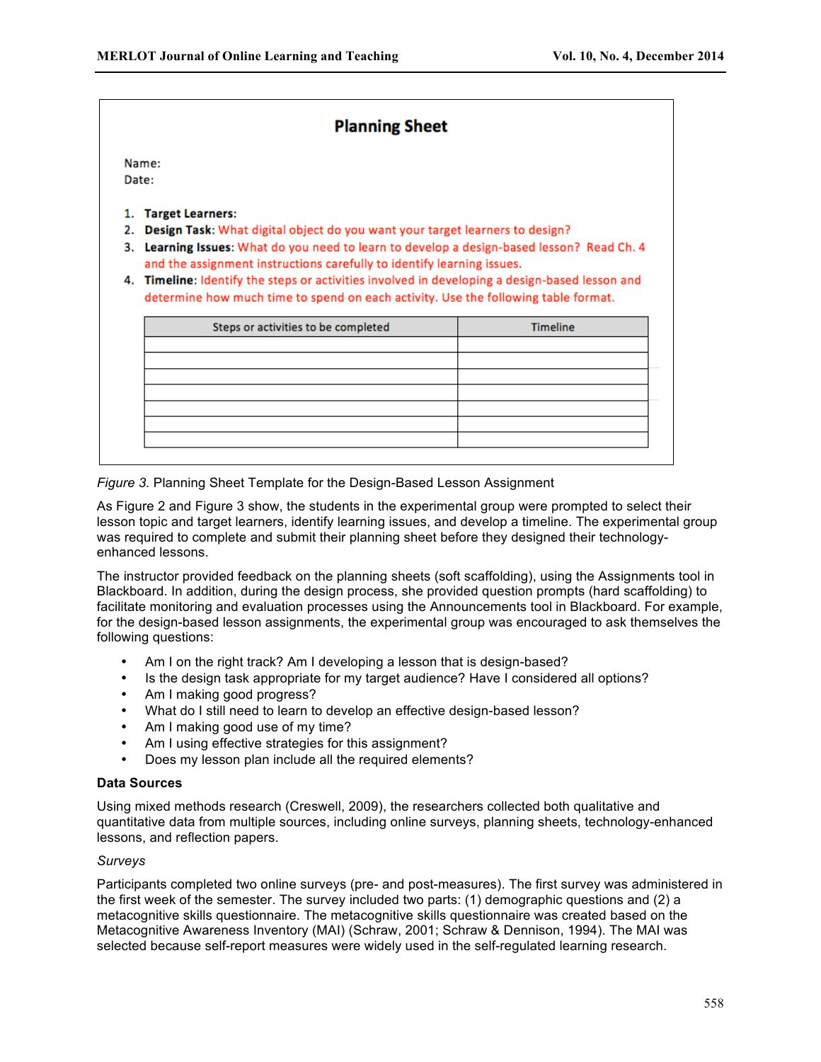**Planning Sheet**

Name:
Date:

1. **Target Learners**:
2. **Design Task**: What digital object do you want your target learners to design?
3. **Learning Issues**: What do you need to learn to develop a design-based lesson? Read Ch. 4 and the assignment instructions carefully to identify learning issues.
4. **Timeline**: Identify the steps or activities involved in developing a design-based lesson and determine how much time to spend on each activity. Use the following table format.

| Steps or activities to be completed | Timeline |
|---|---|
| | |
| | |
| | |
| | |
| | |
| | |
| | |

*Figure 3.* Planning Sheet Template for the Design-Based Lesson Assignment

As Figure 2 and Figure 3 show, the students in the experimental group were prompted to select their lesson topic and target learners, identify learning issues, and develop a timeline. The experimental group was required to complete and submit their planning sheet before they designed their technology-enhanced lessons.

The instructor provided feedback on the planning sheets (soft scaffolding), using the Assignments tool in Blackboard. In addition, during the design process, she provided question prompts (hard scaffolding) to facilitate monitoring and evaluation processes using the Announcements tool in Blackboard. For example, for the design-based lesson assignments, the experimental group was encouraged to ask themselves the following questions:

- Am I on the right track? Am I developing a lesson that is design-based?
- Is the design task appropriate for my target audience? Have I considered all options?
- Am I making good progress?
- What do I still need to learn to develop an effective design-based lesson?
- Am I making good use of my time?
- Am I using effective strategies for this assignment?
- Does my lesson plan include all the required elements?

### Data Sources

Using mixed methods research (Creswell, 2009), the researchers collected both qualitative and quantitative data from multiple sources, including online surveys, planning sheets, technology-enhanced lessons, and reflection papers.

#### *Surveys*

Participants completed two online surveys (pre- and post-measures). The first survey was administered in the first week of the semester. The survey included two parts: (1) demographic questions and (2) a metacognitive skills questionnaire. The metacognitive skills questionnaire was created based on the Metacognitive Awareness Inventory (MAI) (Schraw, 2001; Schraw & Dennison, 1994). The MAI was selected because self-report measures were widely used in the self-regulated learning research.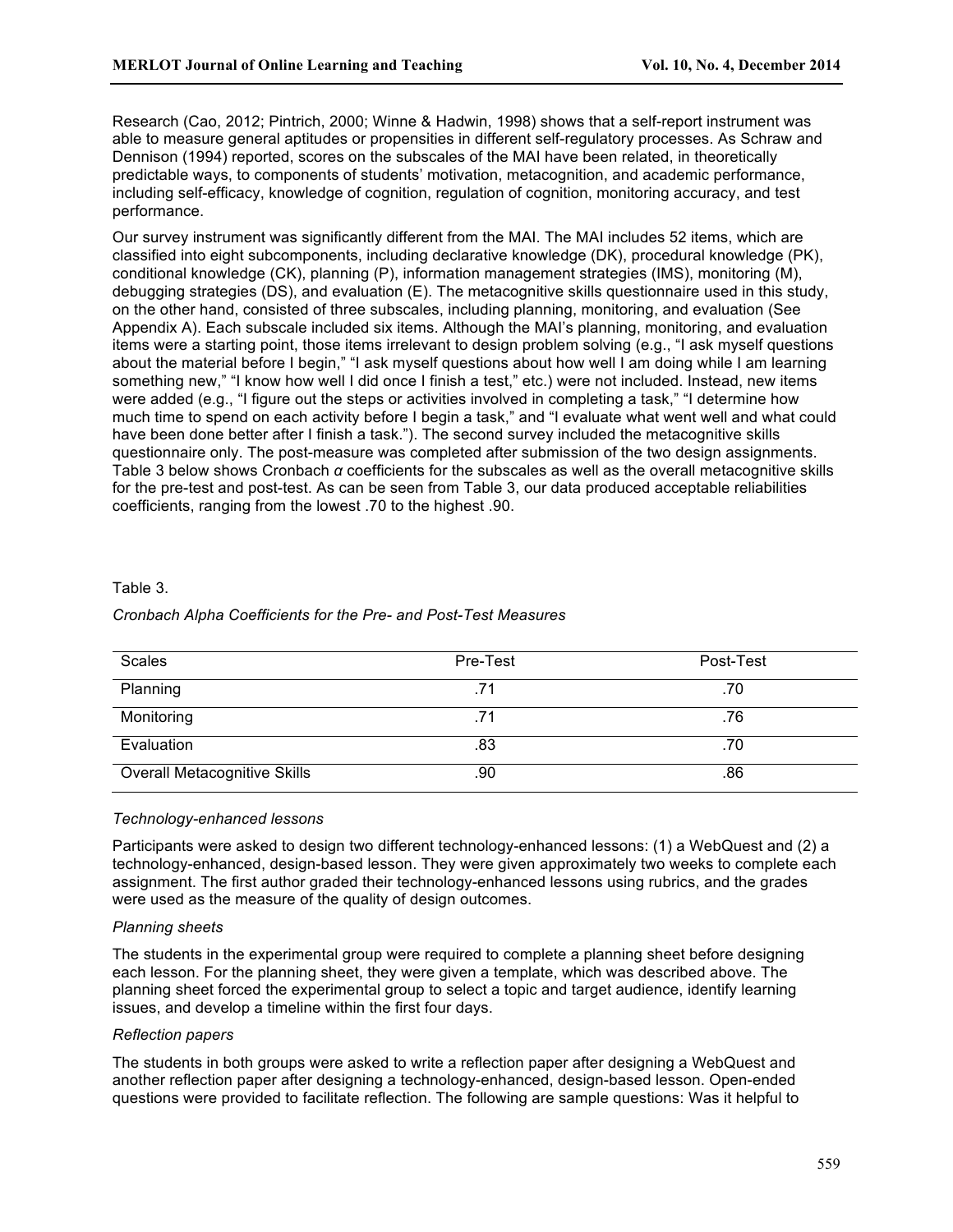Research (Cao, 2012; Pintrich, 2000; Winne & Hadwin, 1998) shows that a self-report instrument was able to measure general aptitudes or propensities in different self-regulatory processes. As Schraw and Dennison (1994) reported, scores on the subscales of the MAI have been related, in theoretically predictable ways, to components of students' motivation, metacognition, and academic performance, including self-efficacy, knowledge of cognition, regulation of cognition, monitoring accuracy, and test performance.

Our survey instrument was significantly different from the MAI. The MAI includes 52 items, which are classified into eight subcomponents, including declarative knowledge (DK), procedural knowledge (PK), conditional knowledge (CK), planning (P), information management strategies (IMS), monitoring (M), debugging strategies (DS), and evaluation (E). The metacognitive skills questionnaire used in this study, on the other hand, consisted of three subscales, including planning, monitoring, and evaluation (See Appendix A). Each subscale included six items. Although the MAI's planning, monitoring, and evaluation items were a starting point, those items irrelevant to design problem solving (e.g., "I ask myself questions about the material before I begin," "I ask myself questions about how well I am doing while I am learning something new," "I know how well I did once I finish a test," etc.) were not included. Instead, new items were added (e.g., "I figure out the steps or activities involved in completing a task," "I determine how much time to spend on each activity before I begin a task," and "I evaluate what went well and what could have been done better after I finish a task."). The second survey included the metacognitive skills questionnaire only. The post-measure was completed after submission of the two design assignments. Table 3 below shows Cronbach $\alpha$ coefficients for the subscales as well as the overall metacognitive skills for the pre-test and post-test. As can be seen from Table 3, our data produced acceptable reliabilities coefficients, ranging from the lowest .70 to the highest .90.

Table 3.

*Cronbach Alpha Coefficients for the Pre- and Post-Test Measures*

| Scales | Pre-Test | Post-Test |
|---|---|---|
| Planning | .71 | .70 |
| Monitoring | .71 | .76 |
| Evaluation | .83 | .70 |
| Overall Metacognitive Skills | .90 | .86 |

*Technology-enhanced lessons*

Participants were asked to design two different technology-enhanced lessons: (1) a WebQuest and (2) a technology-enhanced, design-based lesson. They were given approximately two weeks to complete each assignment. The first author graded their technology-enhanced lessons using rubrics, and the grades were used as the measure of the quality of design outcomes.

*Planning sheets*

The students in the experimental group were required to complete a planning sheet before designing each lesson. For the planning sheet, they were given a template, which was described above. The planning sheet forced the experimental group to select a topic and target audience, identify learning issues, and develop a timeline within the first four days.

*Reflection papers*

The students in both groups were asked to write a reflection paper after designing a WebQuest and another reflection paper after designing a technology-enhanced, design-based lesson. Open-ended questions were provided to facilitate reflection. The following are sample questions: Was it helpful to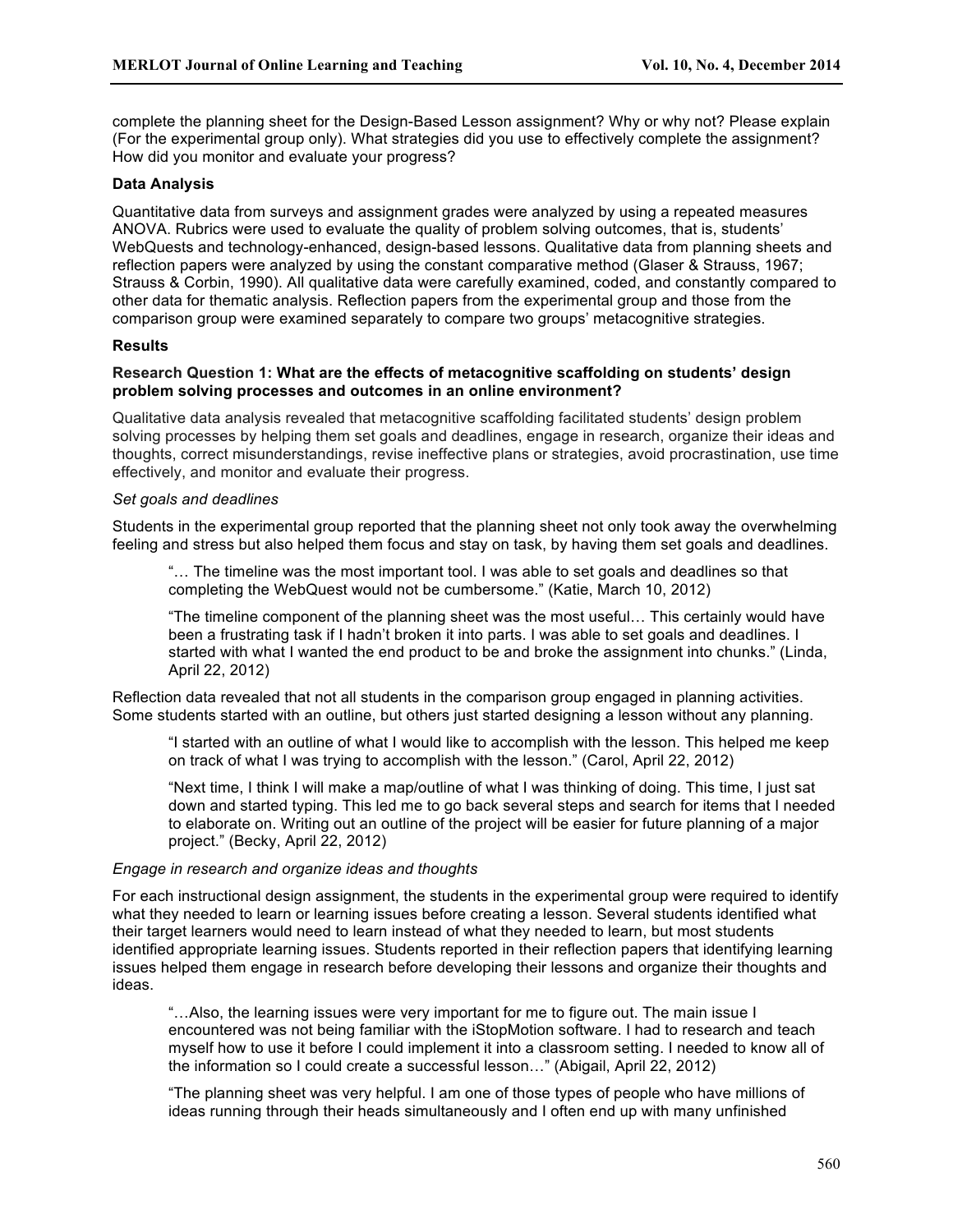complete the planning sheet for the Design-Based Lesson assignment? Why or why not? Please explain (For the experimental group only). What strategies did you use to effectively complete the assignment? How did you monitor and evaluate your progress?

### Data Analysis

Quantitative data from surveys and assignment grades were analyzed by using a repeated measures ANOVA. Rubrics were used to evaluate the quality of problem solving outcomes, that is, students' WebQuests and technology-enhanced, design-based lessons. Qualitative data from planning sheets and reflection papers were analyzed by using the constant comparative method (Glaser & Strauss, 1967; Strauss & Corbin, 1990). All qualitative data were carefully examined, coded, and constantly compared to other data for thematic analysis. Reflection papers from the experimental group and those from the comparison group were examined separately to compare two groups' metacognitive strategies.

### Results

#### Research Question 1: What are the effects of metacognitive scaffolding on students' design problem solving processes and outcomes in an online environment?

Qualitative data analysis revealed that metacognitive scaffolding facilitated students' design problem solving processes by helping them set goals and deadlines, engage in research, organize their ideas and thoughts, correct misunderstandings, revise ineffective plans or strategies, avoid procrastination, use time effectively, and monitor and evaluate their progress.

*Set goals and deadlines*

Students in the experimental group reported that the planning sheet not only took away the overwhelming feeling and stress but also helped them focus and stay on task, by having them set goals and deadlines.

> "… The timeline was the most important tool. I was able to set goals and deadlines so that completing the WebQuest would not be cumbersome." (Katie, March 10, 2012)

> "The timeline component of the planning sheet was the most useful… This certainly would have been a frustrating task if I hadn't broken it into parts. I was able to set goals and deadlines. I started with what I wanted the end product to be and broke the assignment into chunks." (Linda, April 22, 2012)

Reflection data revealed that not all students in the comparison group engaged in planning activities. Some students started with an outline, but others just started designing a lesson without any planning.

> "I started with an outline of what I would like to accomplish with the lesson. This helped me keep on track of what I was trying to accomplish with the lesson." (Carol, April 22, 2012)

> "Next time, I think I will make a map/outline of what I was thinking of doing. This time, I just sat down and started typing. This led me to go back several steps and search for items that I needed to elaborate on. Writing out an outline of the project will be easier for future planning of a major project." (Becky, April 22, 2012)

*Engage in research and organize ideas and thoughts*

For each instructional design assignment, the students in the experimental group were required to identify what they needed to learn or learning issues before creating a lesson. Several students identified what their target learners would need to learn instead of what they needed to learn, but most students identified appropriate learning issues. Students reported in their reflection papers that identifying learning issues helped them engage in research before developing their lessons and organize their thoughts and ideas.

> "…Also, the learning issues were very important for me to figure out. The main issue I encountered was not being familiar with the iStopMotion software. I had to research and teach myself how to use it before I could implement it into a classroom setting. I needed to know all of the information so I could create a successful lesson…" (Abigail, April 22, 2012)

> "The planning sheet was very helpful. I am one of those types of people who have millions of ideas running through their heads simultaneously and I often end up with many unfinished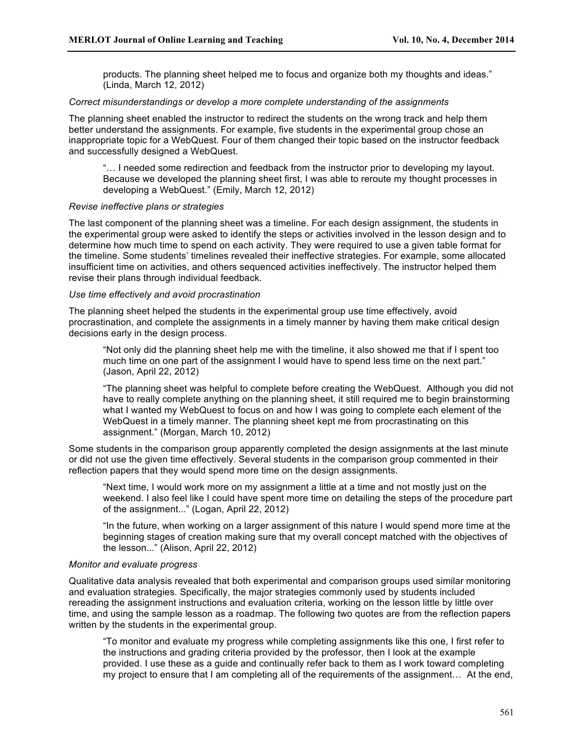> products. The planning sheet helped me to focus and organize both my thoughts and ideas." (Linda, March 12, 2012)

*Correct misunderstandings or develop a more complete understanding of the assignments*

The planning sheet enabled the instructor to redirect the students on the wrong track and help them better understand the assignments. For example, five students in the experimental group chose an inappropriate topic for a WebQuest. Four of them changed their topic based on the instructor feedback and successfully designed a WebQuest.

> "… I needed some redirection and feedback from the instructor prior to developing my layout. Because we developed the planning sheet first, I was able to reroute my thought processes in developing a WebQuest." (Emily, March 12, 2012)

*Revise ineffective plans or strategies*

The last component of the planning sheet was a timeline. For each design assignment, the students in the experimental group were asked to identify the steps or activities involved in the lesson design and to determine how much time to spend on each activity. They were required to use a given table format for the timeline. Some students' timelines revealed their ineffective strategies. For example, some allocated insufficient time on activities, and others sequenced activities ineffectively. The instructor helped them revise their plans through individual feedback.

*Use time effectively and avoid procrastination*

The planning sheet helped the students in the experimental group use time effectively, avoid procrastination, and complete the assignments in a timely manner by having them make critical design decisions early in the design process.

> "Not only did the planning sheet help me with the timeline, it also showed me that if I spent too much time on one part of the assignment I would have to spend less time on the next part." (Jason, April 22, 2012)

> "The planning sheet was helpful to complete before creating the WebQuest. Although you did not have to really complete anything on the planning sheet, it still required me to begin brainstorming what I wanted my WebQuest to focus on and how I was going to complete each element of the WebQuest in a timely manner. The planning sheet kept me from procrastinating on this assignment." (Morgan, March 10, 2012)

Some students in the comparison group apparently completed the design assignments at the last minute or did not use the given time effectively. Several students in the comparison group commented in their reflection papers that they would spend more time on the design assignments.

> "Next time, I would work more on my assignment a little at a time and not mostly just on the weekend. I also feel like I could have spent more time on detailing the steps of the procedure part of the assignment..." (Logan, April 22, 2012)

> "In the future, when working on a larger assignment of this nature I would spend more time at the beginning stages of creation making sure that my overall concept matched with the objectives of the lesson..." (Alison, April 22, 2012)

*Monitor and evaluate progress*

Qualitative data analysis revealed that both experimental and comparison groups used similar monitoring and evaluation strategies. Specifically, the major strategies commonly used by students included rereading the assignment instructions and evaluation criteria, working on the lesson little by little over time, and using the sample lesson as a roadmap. The following two quotes are from the reflection papers written by the students in the experimental group.

> "To monitor and evaluate my progress while completing assignments like this one, I first refer to the instructions and grading criteria provided by the professor, then I look at the example provided. I use these as a guide and continually refer back to them as I work toward completing my project to ensure that I am completing all of the requirements of the assignment… At the end,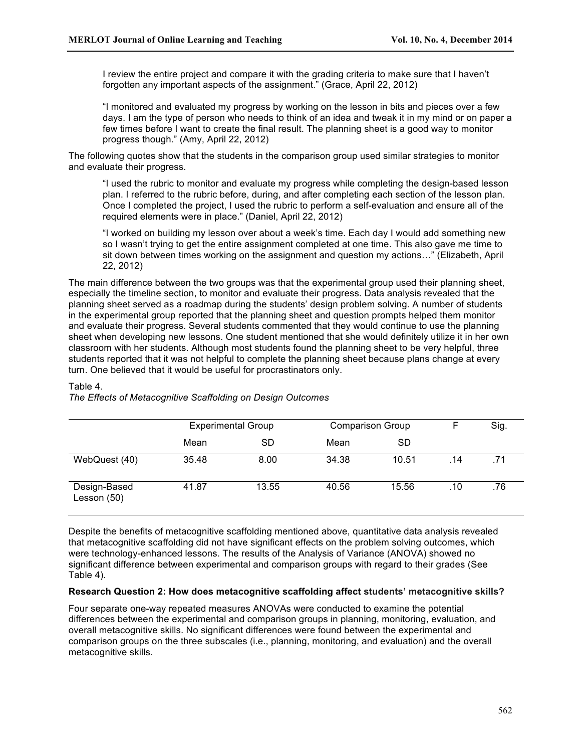> I review the entire project and compare it with the grading criteria to make sure that I haven't forgotten any important aspects of the assignment." (Grace, April 22, 2012)

> "I monitored and evaluated my progress by working on the lesson in bits and pieces over a few days. I am the type of person who needs to think of an idea and tweak it in my mind or on paper a few times before I want to create the final result. The planning sheet is a good way to monitor progress though." (Amy, April 22, 2012)

The following quotes show that the students in the comparison group used similar strategies to monitor and evaluate their progress.

> "I used the rubric to monitor and evaluate my progress while completing the design-based lesson plan. I referred to the rubric before, during, and after completing each section of the lesson plan. Once I completed the project, I used the rubric to perform a self-evaluation and ensure all of the required elements were in place." (Daniel, April 22, 2012)

> "I worked on building my lesson over about a week's time. Each day I would add something new so I wasn't trying to get the entire assignment completed at one time. This also gave me time to sit down between times working on the assignment and question my actions…" (Elizabeth, April 22, 2012)

The main difference between the two groups was that the experimental group used their planning sheet, especially the timeline section, to monitor and evaluate their progress. Data analysis revealed that the planning sheet served as a roadmap during the students' design problem solving. A number of students in the experimental group reported that the planning sheet and question prompts helped them monitor and evaluate their progress. Several students commented that they would continue to use the planning sheet when developing new lessons. One student mentioned that she would definitely utilize it in her own classroom with her students. Although most students found the planning sheet to be very helpful, three students reported that it was not helpful to complete the planning sheet because plans change at every turn. One believed that it would be useful for procrastinators only.

Table 4.
*The Effects of Metacognitive Scaffolding on Design Outcomes*

| | Experimental Group | | Comparison Group | | F | Sig. |
|---|---|---|---|---|---|---|
| | Mean | SD | Mean | SD | | |
| WebQuest (40) | 35.48 | 8.00 | 34.38 | 10.51 | .14 | .71 |
| Design-Based Lesson (50) | 41.87 | 13.55 | 40.56 | 15.56 | .10 | .76 |

Despite the benefits of metacognitive scaffolding mentioned above, quantitative data analysis revealed that metacognitive scaffolding did not have significant effects on the problem solving outcomes, which were technology-enhanced lessons. The results of the Analysis of Variance (ANOVA) showed no significant difference between experimental and comparison groups with regard to their grades (See Table 4).

**Research Question 2: How does metacognitive scaffolding affect students' metacognitive skills?**

Four separate one-way repeated measures ANOVAs were conducted to examine the potential differences between the experimental and comparison groups in planning, monitoring, evaluation, and overall metacognitive skills. No significant differences were found between the experimental and comparison groups on the three subscales (i.e., planning, monitoring, and evaluation) and the overall metacognitive skills.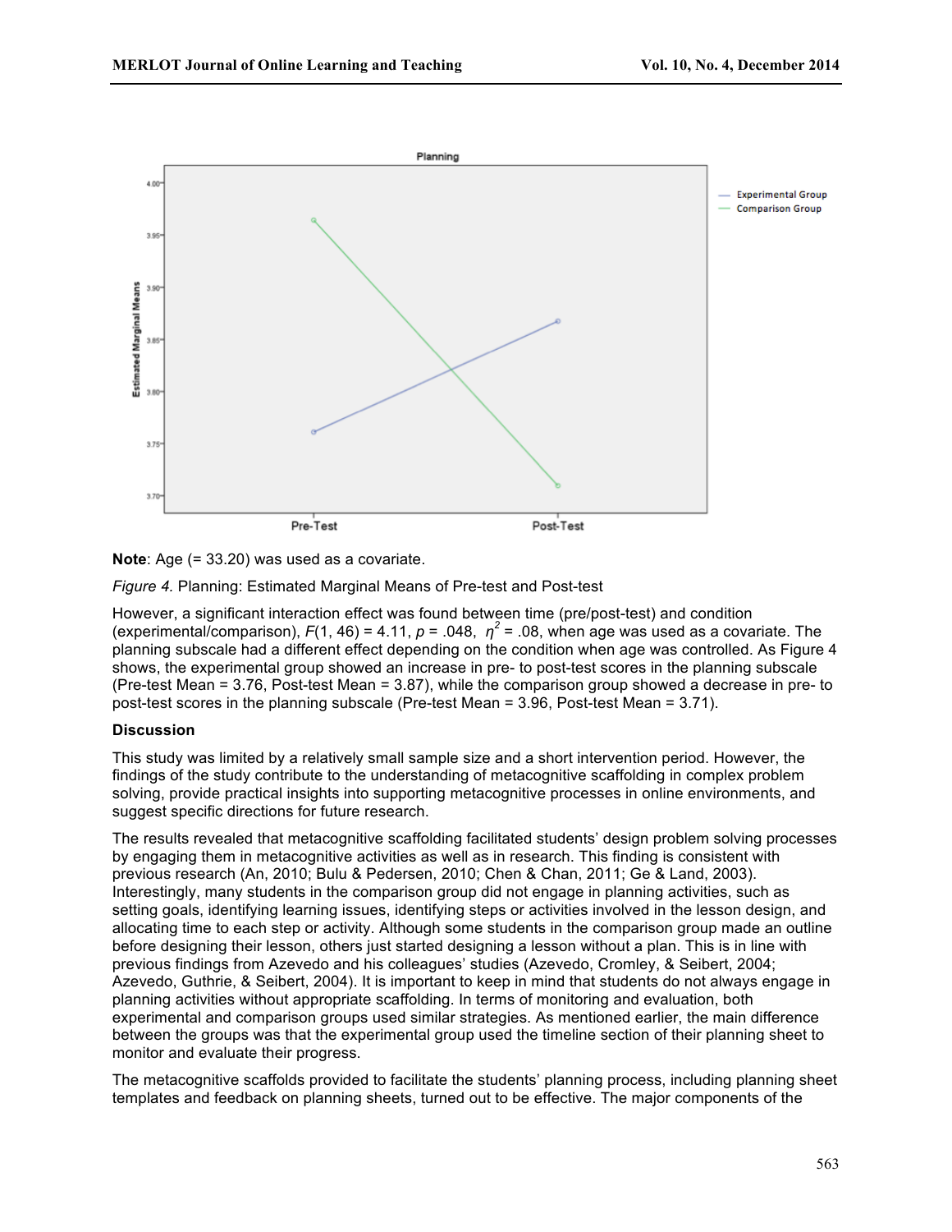**Note**: Age (= 33.20) was used as a covariate.

*Figure 4.* Planning: Estimated Marginal Means of Pre-test and Post-test

However, a significant interaction effect was found between time (pre/post-test) and condition (experimental/comparison), $F(1, 46) = 4.11$, $p = .048$, $\eta^2 = .08$, when age was used as a covariate. The planning subscale had a different effect depending on the condition when age was controlled. As Figure 4 shows, the experimental group showed an increase in pre- to post-test scores in the planning subscale (Pre-test Mean = 3.76, Post-test Mean = 3.87), while the comparison group showed a decrease in pre- to post-test scores in the planning subscale (Pre-test Mean = 3.96, Post-test Mean = 3.71).

**Discussion**

This study was limited by a relatively small sample size and a short intervention period. However, the findings of the study contribute to the understanding of metacognitive scaffolding in complex problem solving, provide practical insights into supporting metacognitive processes in online environments, and suggest specific directions for future research.

The results revealed that metacognitive scaffolding facilitated students' design problem solving processes by engaging them in metacognitive activities as well as in research. This finding is consistent with previous research (An, 2010; Bulu & Pedersen, 2010; Chen & Chan, 2011; Ge & Land, 2003). Interestingly, many students in the comparison group did not engage in planning activities, such as setting goals, identifying learning issues, identifying steps or activities involved in the lesson design, and allocating time to each step or activity. Although some students in the comparison group made an outline before designing their lesson, others just started designing a lesson without a plan. This is in line with previous findings from Azevedo and his colleagues' studies (Azevedo, Cromley, & Seibert, 2004; Azevedo, Guthrie, & Seibert, 2004). It is important to keep in mind that students do not always engage in planning activities without appropriate scaffolding. In terms of monitoring and evaluation, both experimental and comparison groups used similar strategies. As mentioned earlier, the main difference between the groups was that the experimental group used the timeline section of their planning sheet to monitor and evaluate their progress.

The metacognitive scaffolds provided to facilitate the students' planning process, including planning sheet templates and feedback on planning sheets, turned out to be effective. The major components of the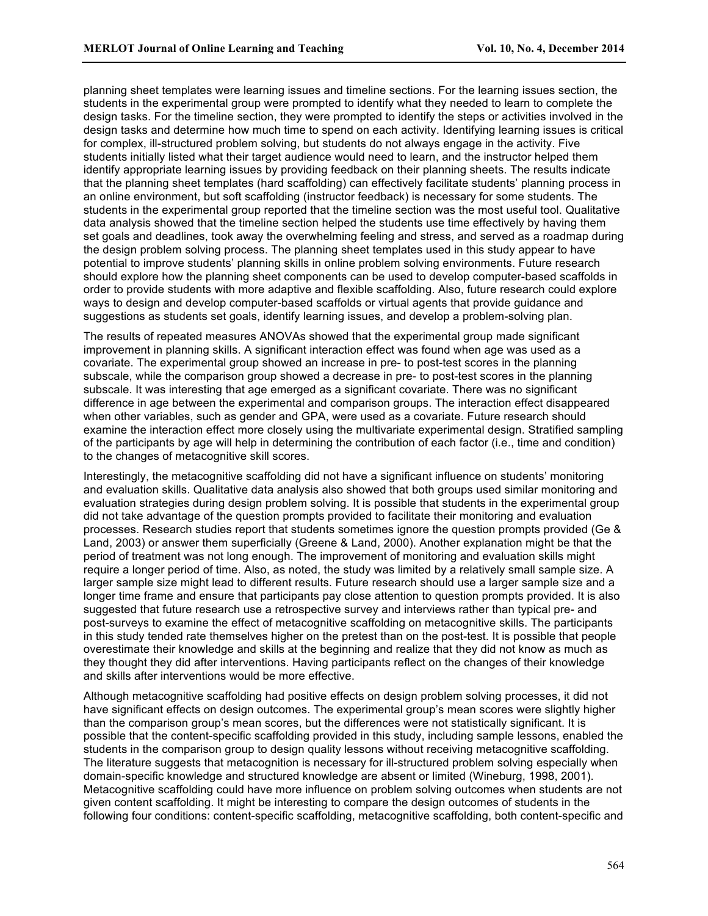planning sheet templates were learning issues and timeline sections. For the learning issues section, the students in the experimental group were prompted to identify what they needed to learn to complete the design tasks. For the timeline section, they were prompted to identify the steps or activities involved in the design tasks and determine how much time to spend on each activity. Identifying learning issues is critical for complex, ill-structured problem solving, but students do not always engage in the activity. Five students initially listed what their target audience would need to learn, and the instructor helped them identify appropriate learning issues by providing feedback on their planning sheets. The results indicate that the planning sheet templates (hard scaffolding) can effectively facilitate students' planning process in an online environment, but soft scaffolding (instructor feedback) is necessary for some students. The students in the experimental group reported that the timeline section was the most useful tool. Qualitative data analysis showed that the timeline section helped the students use time effectively by having them set goals and deadlines, took away the overwhelming feeling and stress, and served as a roadmap during the design problem solving process. The planning sheet templates used in this study appear to have potential to improve students' planning skills in online problem solving environments. Future research should explore how the planning sheet components can be used to develop computer-based scaffolds in order to provide students with more adaptive and flexible scaffolding. Also, future research could explore ways to design and develop computer-based scaffolds or virtual agents that provide guidance and suggestions as students set goals, identify learning issues, and develop a problem-solving plan.

The results of repeated measures ANOVAs showed that the experimental group made significant improvement in planning skills. A significant interaction effect was found when age was used as a covariate. The experimental group showed an increase in pre- to post-test scores in the planning subscale, while the comparison group showed a decrease in pre- to post-test scores in the planning subscale. It was interesting that age emerged as a significant covariate. There was no significant difference in age between the experimental and comparison groups. The interaction effect disappeared when other variables, such as gender and GPA, were used as a covariate. Future research should examine the interaction effect more closely using the multivariate experimental design. Stratified sampling of the participants by age will help in determining the contribution of each factor (i.e., time and condition) to the changes of metacognitive skill scores.

Interestingly, the metacognitive scaffolding did not have a significant influence on students' monitoring and evaluation skills. Qualitative data analysis also showed that both groups used similar monitoring and evaluation strategies during design problem solving. It is possible that students in the experimental group did not take advantage of the question prompts provided to facilitate their monitoring and evaluation processes. Research studies report that students sometimes ignore the question prompts provided (Ge & Land, 2003) or answer them superficially (Greene & Land, 2000). Another explanation might be that the period of treatment was not long enough. The improvement of monitoring and evaluation skills might require a longer period of time. Also, as noted, the study was limited by a relatively small sample size. A larger sample size might lead to different results. Future research should use a larger sample size and a longer time frame and ensure that participants pay close attention to question prompts provided. It is also suggested that future research use a retrospective survey and interviews rather than typical pre- and post-surveys to examine the effect of metacognitive scaffolding on metacognitive skills. The participants in this study tended rate themselves higher on the pretest than on the post-test. It is possible that people overestimate their knowledge and skills at the beginning and realize that they did not know as much as they thought they did after interventions. Having participants reflect on the changes of their knowledge and skills after interventions would be more effective.

Although metacognitive scaffolding had positive effects on design problem solving processes, it did not have significant effects on design outcomes. The experimental group's mean scores were slightly higher than the comparison group's mean scores, but the differences were not statistically significant. It is possible that the content-specific scaffolding provided in this study, including sample lessons, enabled the students in the comparison group to design quality lessons without receiving metacognitive scaffolding. The literature suggests that metacognition is necessary for ill-structured problem solving especially when domain-specific knowledge and structured knowledge are absent or limited (Wineburg, 1998, 2001). Metacognitive scaffolding could have more influence on problem solving outcomes when students are not given content scaffolding. It might be interesting to compare the design outcomes of students in the following four conditions: content-specific scaffolding, metacognitive scaffolding, both content-specific and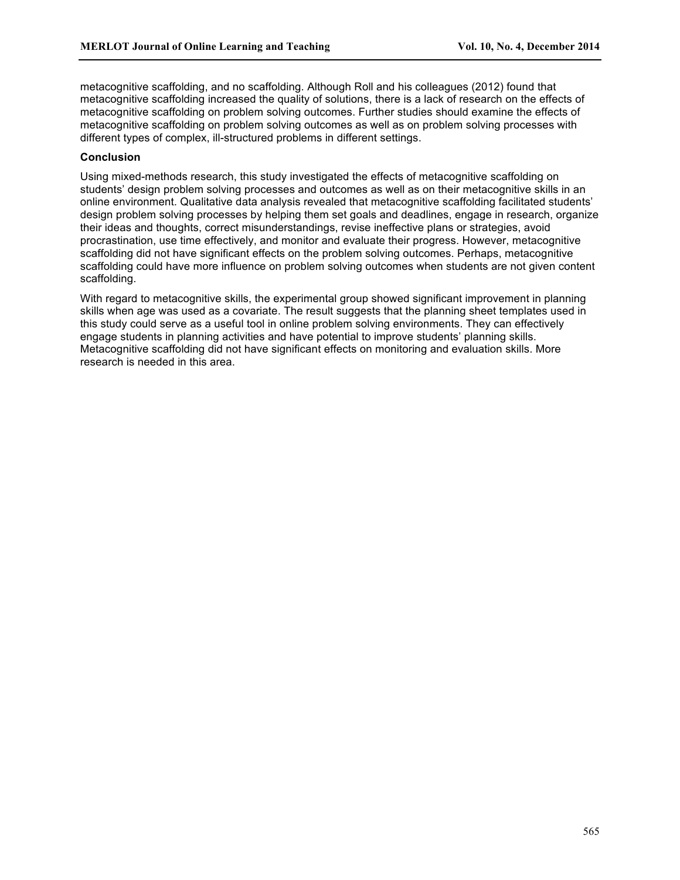metacognitive scaffolding, and no scaffolding. Although Roll and his colleagues (2012) found that metacognitive scaffolding increased the quality of solutions, there is a lack of research on the effects of metacognitive scaffolding on problem solving outcomes. Further studies should examine the effects of metacognitive scaffolding on problem solving outcomes as well as on problem solving processes with different types of complex, ill-structured problems in different settings.

## Conclusion

Using mixed-methods research, this study investigated the effects of metacognitive scaffolding on students' design problem solving processes and outcomes as well as on their metacognitive skills in an online environment. Qualitative data analysis revealed that metacognitive scaffolding facilitated students' design problem solving processes by helping them set goals and deadlines, engage in research, organize their ideas and thoughts, correct misunderstandings, revise ineffective plans or strategies, avoid procrastination, use time effectively, and monitor and evaluate their progress. However, metacognitive scaffolding did not have significant effects on the problem solving outcomes. Perhaps, metacognitive scaffolding could have more influence on problem solving outcomes when students are not given content scaffolding.

With regard to metacognitive skills, the experimental group showed significant improvement in planning skills when age was used as a covariate. The result suggests that the planning sheet templates used in this study could serve as a useful tool in online problem solving environments. They can effectively engage students in planning activities and have potential to improve students' planning skills. Metacognitive scaffolding did not have significant effects on monitoring and evaluation skills. More research is needed in this area.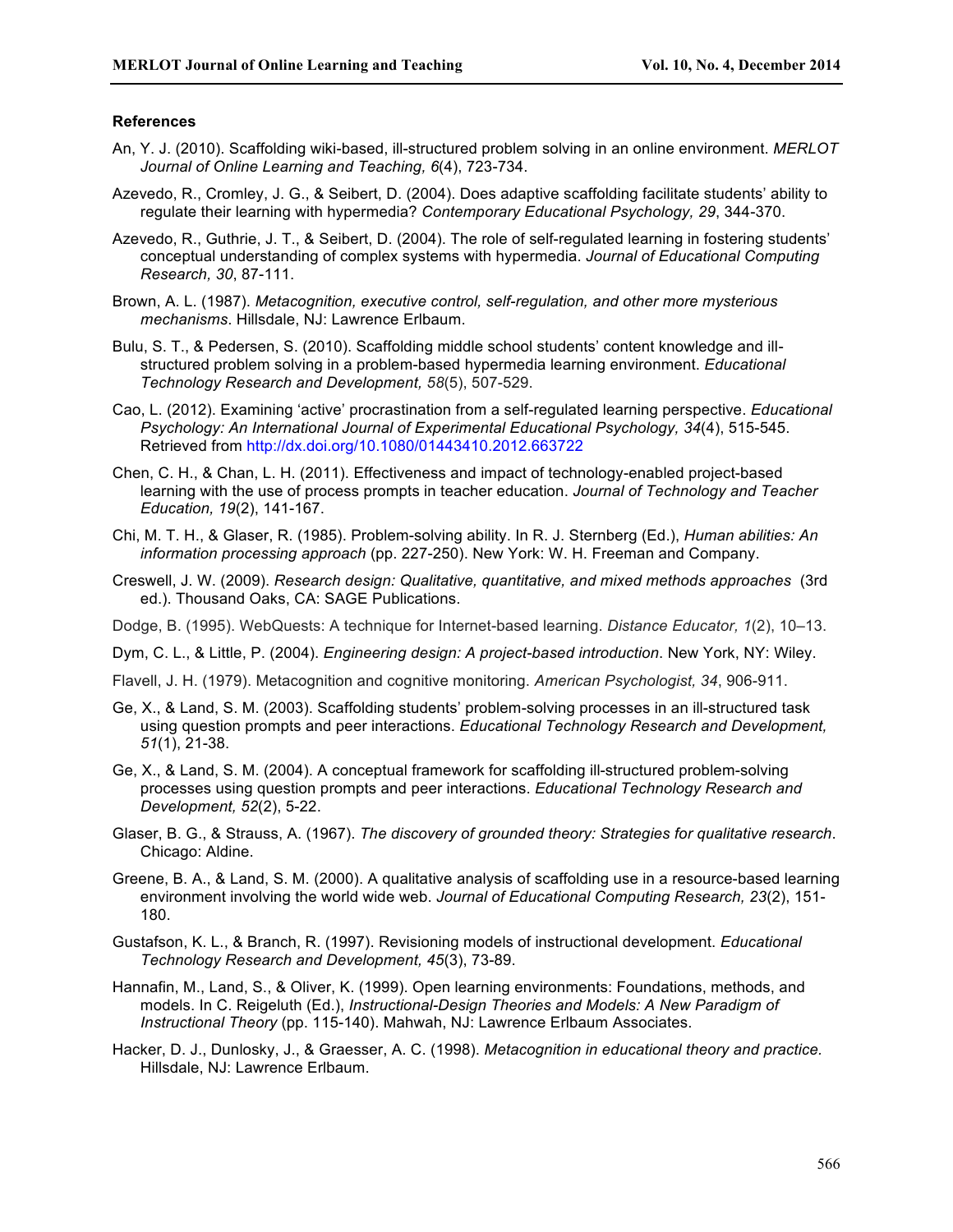### References

An, Y. J. (2010). Scaffolding wiki-based, ill-structured problem solving in an online environment. *MERLOT Journal of Online Learning and Teaching, 6*(4), 723-734.

Azevedo, R., Cromley, J. G., & Seibert, D. (2004). Does adaptive scaffolding facilitate students' ability to regulate their learning with hypermedia? *Contemporary Educational Psychology, 29*, 344-370.

Azevedo, R., Guthrie, J. T., & Seibert, D. (2004). The role of self-regulated learning in fostering students' conceptual understanding of complex systems with hypermedia. *Journal of Educational Computing Research, 30*, 87-111.

Brown, A. L. (1987). *Metacognition, executive control, self-regulation, and other more mysterious mechanisms*. Hillsdale, NJ: Lawrence Erlbaum.

Bulu, S. T., & Pedersen, S. (2010). Scaffolding middle school students' content knowledge and ill-structured problem solving in a problem-based hypermedia learning environment. *Educational Technology Research and Development, 58*(5), 507-529.

Cao, L. (2012). Examining 'active' procrastination from a self-regulated learning perspective. *Educational Psychology: An International Journal of Experimental Educational Psychology, 34*(4), 515-545. Retrieved from http://dx.doi.org/10.1080/01443410.2012.663722

Chen, C. H., & Chan, L. H. (2011). Effectiveness and impact of technology-enabled project-based learning with the use of process prompts in teacher education. *Journal of Technology and Teacher Education, 19*(2), 141-167.

Chi, M. T. H., & Glaser, R. (1985). Problem-solving ability. In R. J. Sternberg (Ed.), *Human abilities: An information processing approach* (pp. 227-250). New York: W. H. Freeman and Company.

Creswell, J. W. (2009). *Research design: Qualitative, quantitative, and mixed methods approaches* (3rd ed.). Thousand Oaks, CA: SAGE Publications.

Dodge, B. (1995). WebQuests: A technique for Internet-based learning. *Distance Educator, 1*(2), 10–13.

Dym, C. L., & Little, P. (2004). *Engineering design: A project-based introduction*. New York, NY: Wiley.

Flavell, J. H. (1979). Metacognition and cognitive monitoring. *American Psychologist, 34*, 906-911.

Ge, X., & Land, S. M. (2003). Scaffolding students' problem-solving processes in an ill-structured task using question prompts and peer interactions. *Educational Technology Research and Development, 51*(1), 21-38.

Ge, X., & Land, S. M. (2004). A conceptual framework for scaffolding ill-structured problem-solving processes using question prompts and peer interactions. *Educational Technology Research and Development, 52*(2), 5-22.

Glaser, B. G., & Strauss, A. (1967). *The discovery of grounded theory: Strategies for qualitative research*. Chicago: Aldine.

Greene, B. A., & Land, S. M. (2000). A qualitative analysis of scaffolding use in a resource-based learning environment involving the world wide web. *Journal of Educational Computing Research, 23*(2), 151-180.

Gustafson, K. L., & Branch, R. (1997). Revisioning models of instructional development. *Educational Technology Research and Development, 45*(3), 73-89.

Hannafin, M., Land, S., & Oliver, K. (1999). Open learning environments: Foundations, methods, and models. In C. Reigeluth (Ed.), *Instructional-Design Theories and Models: A New Paradigm of Instructional Theory* (pp. 115-140). Mahwah, NJ: Lawrence Erlbaum Associates.

Hacker, D. J., Dunlosky, J., & Graesser, A. C. (1998). *Metacognition in educational theory and practice.* Hillsdale, NJ: Lawrence Erlbaum.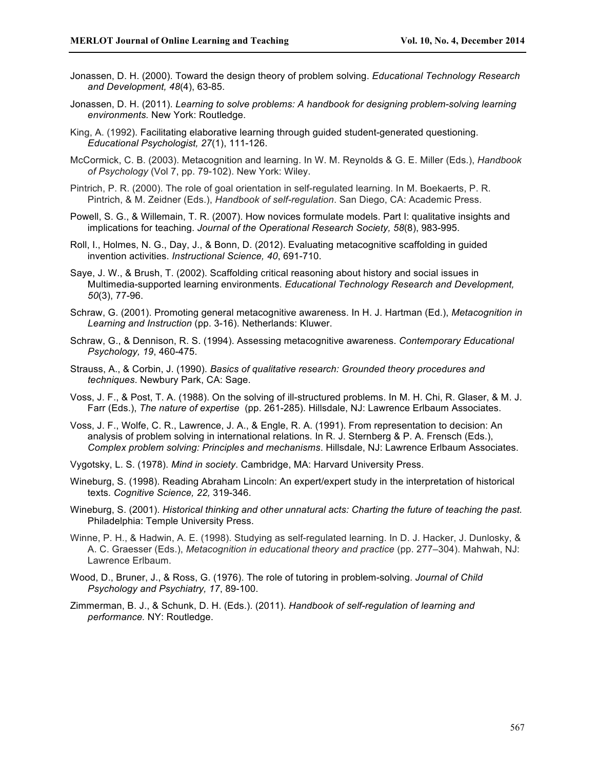Jonassen, D. H. (2000). Toward the design theory of problem solving. *Educational Technology Research and Development, 48*(4), 63-85.

Jonassen, D. H. (2011). *Learning to solve problems: A handbook for designing problem-solving learning environments.* New York: Routledge.

King, A. (1992). Facilitating elaborative learning through guided student-generated questioning. *Educational Psychologist, 27*(1), 111-126.

McCormick, C. B. (2003). Metacognition and learning. In W. M. Reynolds & G. E. Miller (Eds.), *Handbook of Psychology* (Vol 7, pp. 79-102). New York: Wiley.

Pintrich, P. R. (2000). The role of goal orientation in self-regulated learning. In M. Boekaerts, P. R. Pintrich, & M. Zeidner (Eds.), *Handbook of self-regulation*. San Diego, CA: Academic Press.

Powell, S. G., & Willemain, T. R. (2007). How novices formulate models. Part I: qualitative insights and implications for teaching. *Journal of the Operational Research Society, 58*(8), 983-995.

Roll, I., Holmes, N. G., Day, J., & Bonn, D. (2012). Evaluating metacognitive scaffolding in guided invention activities. *Instructional Science, 40*, 691-710.

Saye, J. W., & Brush, T. (2002). Scaffolding critical reasoning about history and social issues in Multimedia-supported learning environments. *Educational Technology Research and Development, 50*(3), 77-96.

Schraw, G. (2001). Promoting general metacognitive awareness. In H. J. Hartman (Ed.), *Metacognition in Learning and Instruction* (pp. 3-16). Netherlands: Kluwer.

Schraw, G., & Dennison, R. S. (1994). Assessing metacognitive awareness. *Contemporary Educational Psychology, 19*, 460-475.

Strauss, A., & Corbin, J. (1990). *Basics of qualitative research: Grounded theory procedures and techniques*. Newbury Park, CA: Sage.

Voss, J. F., & Post, T. A. (1988). On the solving of ill-structured problems. In M. H. Chi, R. Glaser, & M. J. Farr (Eds.), *The nature of expertise* (pp. 261-285). Hillsdale, NJ: Lawrence Erlbaum Associates.

Voss, J. F., Wolfe, C. R., Lawrence, J. A., & Engle, R. A. (1991). From representation to decision: An analysis of problem solving in international relations. In R. J. Sternberg & P. A. Frensch (Eds.), *Complex problem solving: Principles and mechanisms*. Hillsdale, NJ: Lawrence Erlbaum Associates.

Vygotsky, L. S. (1978). *Mind in society*. Cambridge, MA: Harvard University Press.

Wineburg, S. (1998). Reading Abraham Lincoln: An expert/expert study in the interpretation of historical texts. *Cognitive Science, 22,* 319-346.

Wineburg, S. (2001). *Historical thinking and other unnatural acts: Charting the future of teaching the past.* Philadelphia: Temple University Press.

Winne, P. H., & Hadwin, A. E. (1998). Studying as self-regulated learning. In D. J. Hacker, J. Dunlosky, & A. C. Graesser (Eds.), *Metacognition in educational theory and practice* (pp. 277–304). Mahwah, NJ: Lawrence Erlbaum.

Wood, D., Bruner, J., & Ross, G. (1976). The role of tutoring in problem-solving. *Journal of Child Psychology and Psychiatry, 17*, 89-100.

Zimmerman, B. J., & Schunk, D. H. (Eds.). (2011). *Handbook of self-regulation of learning and performance.* NY: Routledge.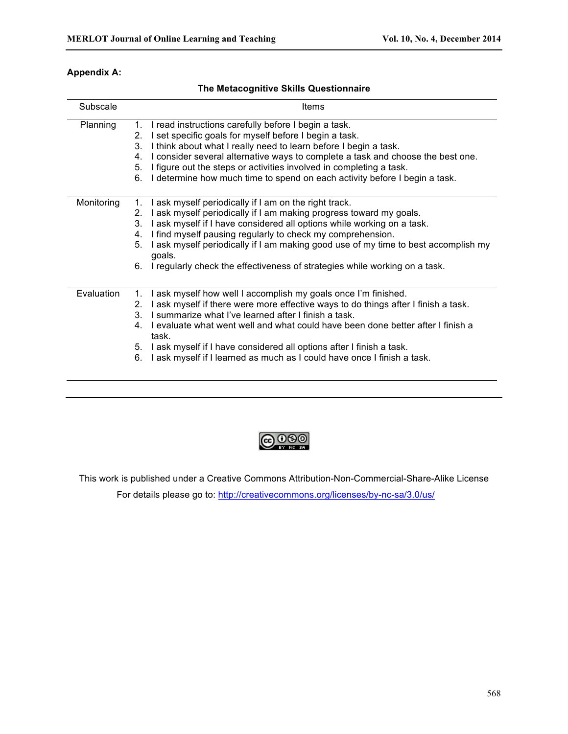**Appendix A:**

**The Metacognitive Skills Questionnaire**

| Subscale | Items |
|---|---|
| Planning | 1. I read instructions carefully before I begin a task.<br>2. I set specific goals for myself before I begin a task.<br>3. I think about what I really need to learn before I begin a task.<br>4. I consider several alternative ways to complete a task and choose the best one.<br>5. I figure out the steps or activities involved in completing a task.<br>6. I determine how much time to spend on each activity before I begin a task. |
| Monitoring | 1. I ask myself periodically if I am on the right track.<br>2. I ask myself periodically if I am making progress toward my goals.<br>3. I ask myself if I have considered all options while working on a task.<br>4. I find myself pausing regularly to check my comprehension.<br>5. I ask myself periodically if I am making good use of my time to best accomplish my goals.<br>6. I regularly check the effectiveness of strategies while working on a task. |
| Evaluation | 1. I ask myself how well I accomplish my goals once I'm finished.<br>2. I ask myself if there were more effective ways to do things after I finish a task.<br>3. I summarize what I've learned after I finish a task.<br>4. I evaluate what went well and what could have been done better after I finish a task.<br>5. I ask myself if I have considered all options after I finish a task.<br>6. I ask myself if I learned as much as I could have once I finish a task. |

This work is published under a Creative Commons Attribution-Non-Commercial-Share-Alike License

For details please go to: http://creativecommons.org/licenses/by-nc-sa/3.0/us/